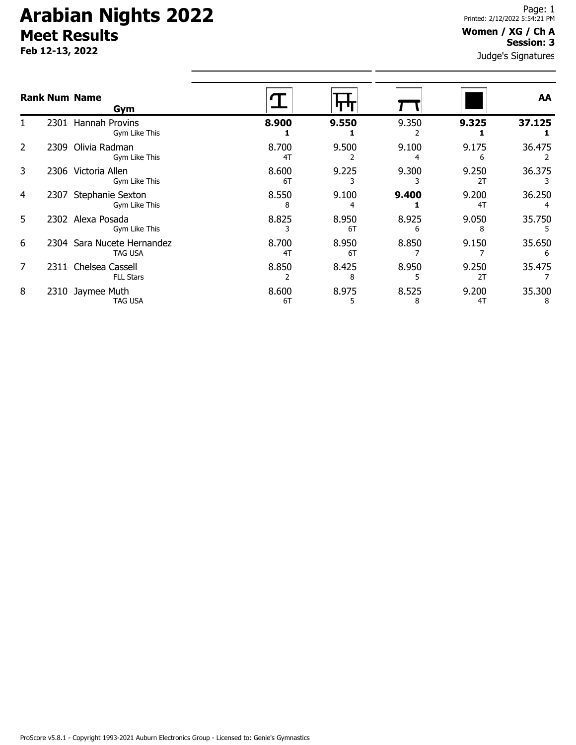# Arabian Nights 2022

## Meet Results

**Feb 12-13, 2022**

Printed: 2/12/2022 5:54:21 PM

**Women / XG / Ch A**
**Session: 3**

Judge's Signatures

| Rank | Num | Name / Gym | Vault | Bars | Beam | Floor | AA |
|---|---|---|---|---|---|---|---|
| 1 | 2301 | Hannah Provins<br>Gym Like This | **8.900**<br>**1** | **9.550**<br>**1** | 9.350<br>2 | **9.325**<br>**1** | **37.125**<br>**1** |
| 2 | 2309 | Olivia Radman<br>Gym Like This | 8.700<br>4T | 9.500<br>2 | 9.100<br>4 | 9.175<br>6 | 36.475<br>2 |
| 3 | 2306 | Victoria Allen<br>Gym Like This | 8.600<br>6T | 9.225<br>3 | 9.300<br>3 | 9.250<br>2T | 36.375<br>3 |
| 4 | 2307 | Stephanie Sexton<br>Gym Like This | 8.550<br>8 | 9.100<br>4 | **9.400**<br>**1** | 9.200<br>4T | 36.250<br>4 |
| 5 | 2302 | Alexa Posada<br>Gym Like This | 8.825<br>3 | 8.950<br>6T | 8.925<br>6 | 9.050<br>8 | 35.750<br>5 |
| 6 | 2304 | Sara Nucete Hernandez<br>TAG USA | 8.700<br>4T | 8.950<br>6T | 8.850<br>7 | 9.150<br>7 | 35.650<br>6 |
| 7 | 2311 | Chelsea Cassell<br>FLL Stars | 8.850<br>2 | 8.425<br>8 | 8.950<br>5 | 9.250<br>2T | 35.475<br>7 |
| 8 | 2310 | Jaymee Muth<br>TAG USA | 8.600<br>6T | 8.975<br>5 | 8.525<br>8 | 9.200<br>4T | 35.300<br>8 |

ProScore v5.8.1 - Copyright 1993-2021 Auburn Electronics Group - Licensed to: Genie's Gymnastics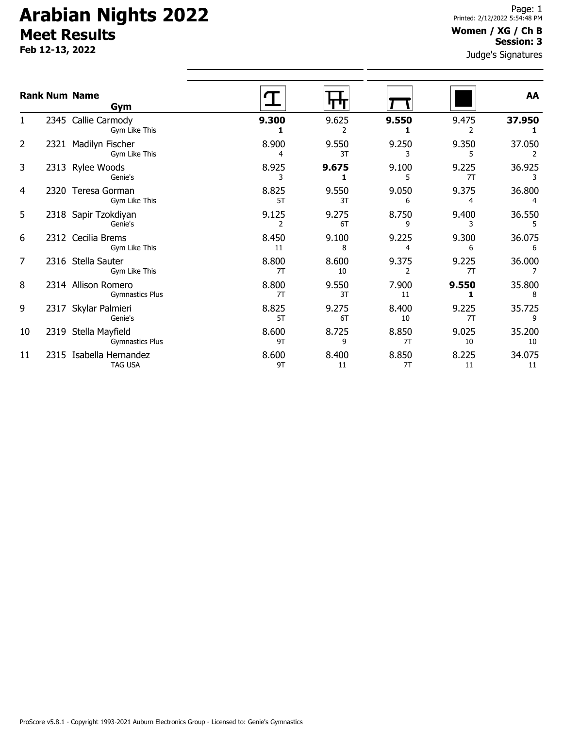# Arabian Nights 2022

## Meet Results

**Feb 12-13, 2022**

Printed: 2/12/2022 5:54:48 PM

**Women / XG / Ch B**
**Session: 3**

Judge's Signatures

| Rank | Num | Name / Gym | Vault | Bars | Beam | Floor | AA |
|---|---|---|---|---|---|---|---|
| 1 | 2345 | Callie Carmody<br>Gym Like This | **9.300**<br>**1** | 9.625<br>2 | **9.550**<br>**1** | 9.475<br>2 | **37.950**<br>**1** |
| 2 | 2321 | Madilyn Fischer<br>Gym Like This | 8.900<br>4 | 9.550<br>3T | 9.250<br>3 | 9.350<br>5 | 37.050<br>2 |
| 3 | 2313 | Rylee Woods<br>Genie's | 8.925<br>3 | **9.675**<br>**1** | 9.100<br>5 | 9.225<br>7T | 36.925<br>3 |
| 4 | 2320 | Teresa Gorman<br>Gym Like This | 8.825<br>5T | 9.550<br>3T | 9.050<br>6 | 9.375<br>4 | 36.800<br>4 |
| 5 | 2318 | Sapir Tzokdiyan<br>Genie's | 9.125<br>2 | 9.275<br>6T | 8.750<br>9 | 9.400<br>3 | 36.550<br>5 |
| 6 | 2312 | Cecilia Brems<br>Gym Like This | 8.450<br>11 | 9.100<br>8 | 9.225<br>4 | 9.300<br>6 | 36.075<br>6 |
| 7 | 2316 | Stella Sauter<br>Gym Like This | 8.800<br>7T | 8.600<br>10 | 9.375<br>2 | 9.225<br>7T | 36.000<br>7 |
| 8 | 2314 | Allison Romero<br>Gymnastics Plus | 8.800<br>7T | 9.550<br>3T | 7.900<br>11 | **9.550**<br>**1** | 35.800<br>8 |
| 9 | 2317 | Skylar Palmieri<br>Genie's | 8.825<br>5T | 9.275<br>6T | 8.400<br>10 | 9.225<br>7T | 35.725<br>9 |
| 10 | 2319 | Stella Mayfield<br>Gymnastics Plus | 8.600<br>9T | 8.725<br>9 | 8.850<br>7T | 9.025<br>10 | 35.200<br>10 |
| 11 | 2315 | Isabella Hernandez<br>TAG USA | 8.600<br>9T | 8.400<br>11 | 8.850<br>7T | 8.225<br>11 | 34.075<br>11 |

ProScore v5.8.1 - Copyright 1993-2021 Auburn Electronics Group - Licensed to: Genie's Gymnastics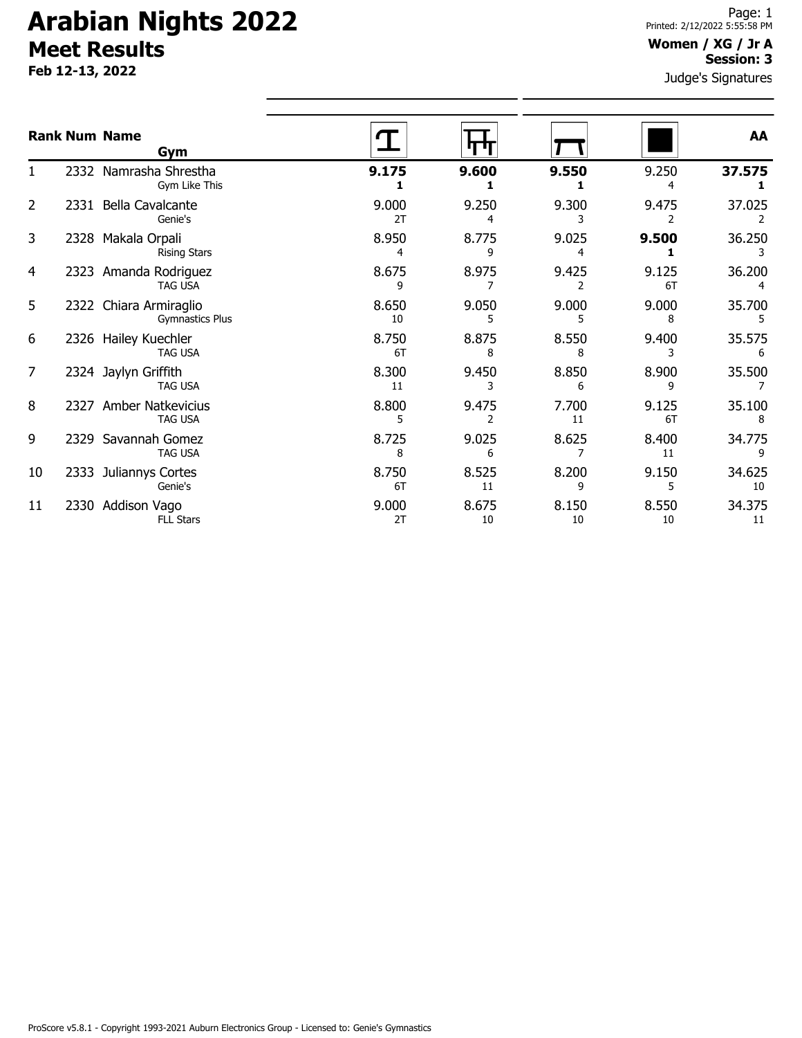# Arabian Nights 2022

## Meet Results

**Feb 12-13, 2022**

Printed: 2/12/2022 5:55:58 PM

**Women / XG / Jr A**
**Session: 3**

Judge's Signatures

| Rank | Num | Name / Gym | Vault | Bars | Beam | Floor | AA |
|---|---|---|---|---|---|---|---|
| 1 | 2332 | Namrasha Shrestha<br>Gym Like This | **9.175**<br>**1** | **9.600**<br>**1** | **9.550**<br>**1** | 9.250<br>4 | **37.575**<br>**1** |
| 2 | 2331 | Bella Cavalcante<br>Genie's | 9.000<br>2T | 9.250<br>4 | 9.300<br>3 | 9.475<br>2 | 37.025<br>2 |
| 3 | 2328 | Makala Orpali<br>Rising Stars | 8.950<br>4 | 8.775<br>9 | 9.025<br>4 | **9.500**<br>**1** | 36.250<br>3 |
| 4 | 2323 | Amanda Rodriguez<br>TAG USA | 8.675<br>9 | 8.975<br>7 | 9.425<br>2 | 9.125<br>6T | 36.200<br>4 |
| 5 | 2322 | Chiara Armiraglio<br>Gymnastics Plus | 8.650<br>10 | 9.050<br>5 | 9.000<br>5 | 9.000<br>8 | 35.700<br>5 |
| 6 | 2326 | Hailey Kuechler<br>TAG USA | 8.750<br>6T | 8.875<br>8 | 8.550<br>8 | 9.400<br>3 | 35.575<br>6 |
| 7 | 2324 | Jaylyn Griffith<br>TAG USA | 8.300<br>11 | 9.450<br>3 | 8.850<br>6 | 8.900<br>9 | 35.500<br>7 |
| 8 | 2327 | Amber Natkevicius<br>TAG USA | 8.800<br>5 | 9.475<br>2 | 7.700<br>11 | 9.125<br>6T | 35.100<br>8 |
| 9 | 2329 | Savannah Gomez<br>TAG USA | 8.725<br>8 | 9.025<br>6 | 8.625<br>7 | 8.400<br>11 | 34.775<br>9 |
| 10 | 2333 | Juliannys Cortes<br>Genie's | 8.750<br>6T | 8.525<br>11 | 8.200<br>9 | 9.150<br>5 | 34.625<br>10 |
| 11 | 2330 | Addison Vago<br>FLL Stars | 9.000<br>2T | 8.675<br>10 | 8.150<br>10 | 8.550<br>10 | 34.375<br>11 |

ProScore v5.8.1 - Copyright 1993-2021 Auburn Electronics Group - Licensed to: Genie's Gymnastics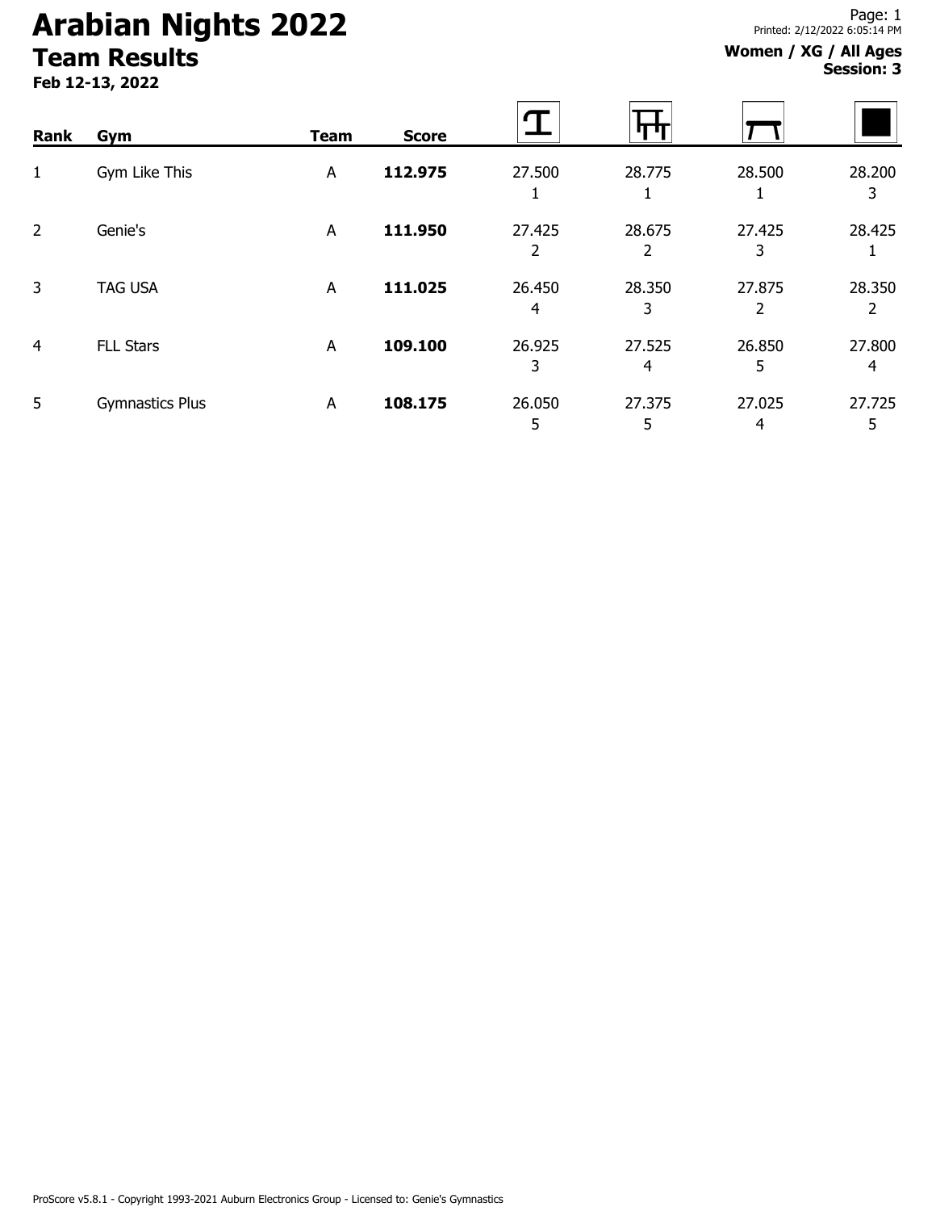# Arabian Nights 2022

## Team Results

**Feb 12-13, 2022**

Printed: 2/12/2022 6:05:14 PM

**Women / XG / All Ages**
**Session: 3**

| Rank | Gym | Team | Score | Vault | Bars | Beam | Floor |
|---|---|---|---|---|---|---|---|
| 1 | Gym Like This | A | **112.975** | 27.500<br>1 | 28.775<br>1 | 28.500<br>1 | 28.200<br>3 |
| 2 | Genie's | A | **111.950** | 27.425<br>2 | 28.675<br>2 | 27.425<br>3 | 28.425<br>1 |
| 3 | TAG USA | A | **111.025** | 26.450<br>4 | 28.350<br>3 | 27.875<br>2 | 28.350<br>2 |
| 4 | FLL Stars | A | **109.100** | 26.925<br>3 | 27.525<br>4 | 26.850<br>5 | 27.800<br>4 |
| 5 | Gymnastics Plus | A | **108.175** | 26.050<br>5 | 27.375<br>5 | 27.025<br>4 | 27.725<br>5 |

ProScore v5.8.1 - Copyright 1993-2021 Auburn Electronics Group - Licensed to: Genie's Gymnastics